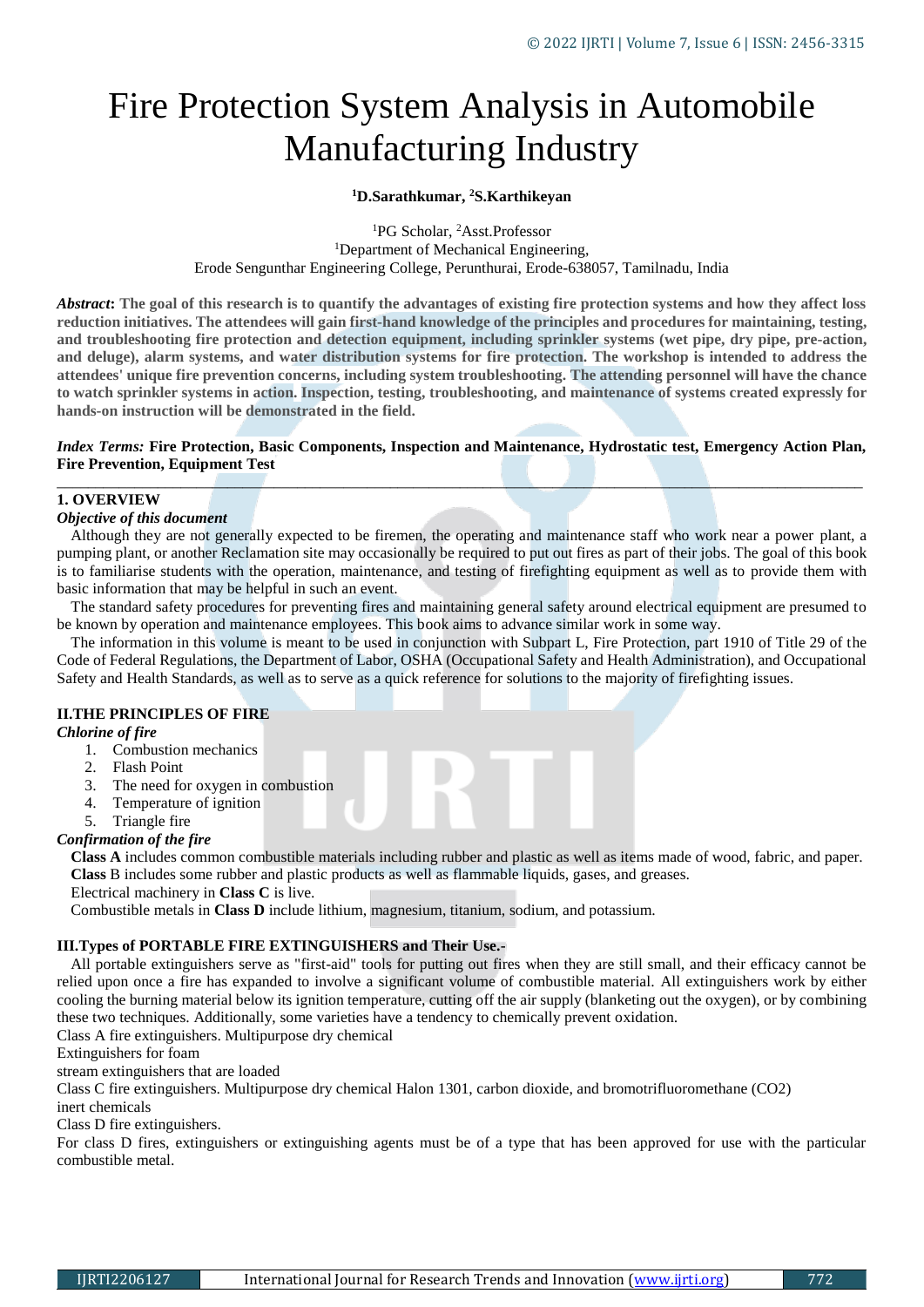# Fire Protection System Analysis in Automobile Manufacturing Industry

**[1]D.Sarathkumar, [2]S.Karthikeyan**

[1]PG Scholar, [2]Asst.Professor
[1]Department of Mechanical Engineering,
Erode Sengunthar Engineering College, Perunthurai, Erode-638057, Tamilnadu, India

***Abstract*: The goal of this research is to quantify the advantages of existing fire protection systems and how they affect loss reduction initiatives. The attendees will gain first-hand knowledge of the principles and procedures for maintaining, testing, and troubleshooting fire protection and detection equipment, including sprinkler systems (wet pipe, dry pipe, pre-action, and deluge), alarm systems, and water distribution systems for fire protection. The workshop is intended to address the attendees' unique fire prevention concerns, including system troubleshooting. The attending personnel will have the chance to watch sprinkler systems in action. Inspection, testing, troubleshooting, and maintenance of systems created expressly for hands-on instruction will be demonstrated in the field.**

*Index Terms:* **Fire Protection, Basic Components, Inspection and Maintenance, Hydrostatic test, Emergency Action Plan, Fire Prevention, Equipment Test**

---

## 1. OVERVIEW

***Objective of this document***

Although they are not generally expected to be firemen, the operating and maintenance staff who work near a power plant, a pumping plant, or another Reclamation site may occasionally be required to put out fires as part of their jobs. The goal of this book is to familiarise students with the operation, maintenance, and testing of firefighting equipment as well as to provide them with basic information that may be helpful in such an event.

The standard safety procedures for preventing fires and maintaining general safety around electrical equipment are presumed to be known by operation and maintenance employees. This book aims to advance similar work in some way.

The information in this volume is meant to be used in conjunction with Subpart L, Fire Protection, part 1910 of Title 29 of the Code of Federal Regulations, the Department of Labor, OSHA (Occupational Safety and Health Administration), and Occupational Safety and Health Standards, as well as to serve as a quick reference for solutions to the majority of firefighting issues.

## II.THE PRINCIPLES OF FIRE

***Chlorine of fire***

1. Combustion mechanics
2. Flash Point
3. The need for oxygen in combustion
4. Temperature of ignition
5. Triangle fire

***Confirmation of the fire***

**Class A** includes common combustible materials including rubber and plastic as well as items made of wood, fabric, and paper.

**Class** B includes some rubber and plastic products as well as flammable liquids, gases, and greases.

Electrical machinery in **Class C** is live.

Combustible metals in **Class D** include lithium, magnesium, titanium, sodium, and potassium.

## III.Types of PORTABLE FIRE EXTINGUISHERS and Their Use.-

All portable extinguishers serve as "first-aid" tools for putting out fires when they are still small, and their efficacy cannot be relied upon once a fire has expanded to involve a significant volume of combustible material. All extinguishers work by either cooling the burning material below its ignition temperature, cutting off the air supply (blanketing out the oxygen), or by combining these two techniques. Additionally, some varieties have a tendency to chemically prevent oxidation.

Class A fire extinguishers. Multipurpose dry chemical

Extinguishers for foam

stream extinguishers that are loaded

Class C fire extinguishers. Multipurpose dry chemical Halon 1301, carbon dioxide, and bromotrifluoromethane ($CO_2$)

inert chemicals

Class D fire extinguishers.

For class D fires, extinguishers or extinguishing agents must be of a type that has been approved for use with the particular combustible metal.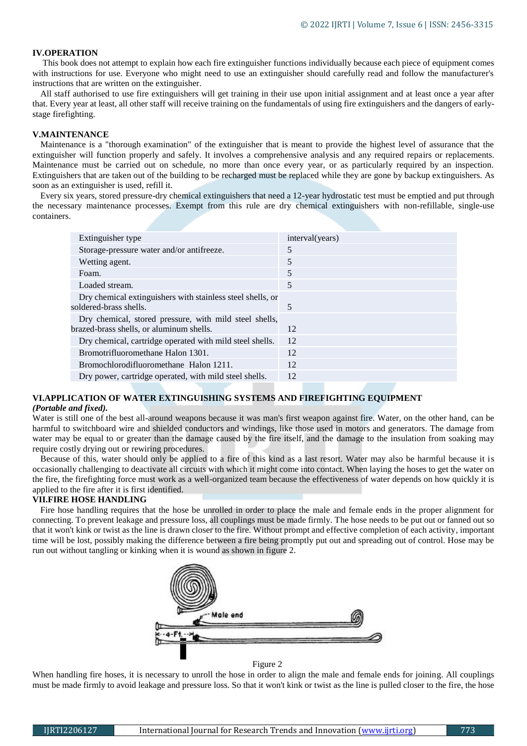## IV.OPERATION

This book does not attempt to explain how each fire extinguisher functions individually because each piece of equipment comes with instructions for use. Everyone who might need to use an extinguisher should carefully read and follow the manufacturer's instructions that are written on the extinguisher.

All staff authorised to use fire extinguishers will get training in their use upon initial assignment and at least once a year after that. Every year at least, all other staff will receive training on the fundamentals of using fire extinguishers and the dangers of early-stage firefighting.

## V.MAINTENANCE

Maintenance is a "thorough examination" of the extinguisher that is meant to provide the highest level of assurance that the extinguisher will function properly and safely. It involves a comprehensive analysis and any required repairs or replacements. Maintenance must be carried out on schedule, no more than once every year, or as particularly required by an inspection. Extinguishers that are taken out of the building to be recharged must be replaced while they are gone by backup extinguishers. As soon as an extinguisher is used, refill it.

Every six years, stored pressure-dry chemical extinguishers that need a 12-year hydrostatic test must be emptied and put through the necessary maintenance processes. Exempt from this rule are dry chemical extinguishers with non-refillable, single-use containers.

| Extinguisher type | interval(years) |
|---|---|
| Storage-pressure water and/or antifreeze. | 5 |
| Wetting agent. | 5 |
| Foam. | 5 |
| Loaded stream. | 5 |
| Dry chemical extinguishers with stainless steel shells, or soldered-brass shells. | 5 |
| Dry chemical, stored pressure, with mild steel shells, brazed-brass shells, or aluminum shells. | 12 |
| Dry chemical, cartridge operated with mild steel shells. | 12 |
| Bromotrifluoromethane Halon 1301. | 12 |
| Bromochlorodifluoromethane Halon 1211. | 12 |
| Dry power, cartridge operated, with mild steel shells. | 12 |

## VI.APPLICATION OF WATER EXTINGUISHING SYSTEMS AND FIREFIGHTING EQUIPMENT

***(Portable and fixed).***

Water is still one of the best all-around weapons because it was man's first weapon against fire. Water, on the other hand, can be harmful to switchboard wire and shielded conductors and windings, like those used in motors and generators. The damage from water may be equal to or greater than the damage caused by the fire itself, and the damage to the insulation from soaking may require costly drying out or rewiring procedures.

Because of this, water should only be applied to a fire of this kind as a last resort. Water may also be harmful because it is occasionally challenging to deactivate all circuits with which it might come into contact. When laying the hoses to get the water on the fire, the firefighting force must work as a well-organized team because the effectiveness of water depends on how quickly it is applied to the fire after it is first identified.

## VII.FIRE HOSE HANDLING

Fire hose handling requires that the hose be unrolled in order to place the male and female ends in the proper alignment for connecting. To prevent leakage and pressure loss, all couplings must be made firmly. The hose needs to be put out or fanned out so that it won't kink or twist as the line is drawn closer to the fire. Without prompt and effective completion of each activity, important time will be lost, possibly making the difference between a fire being promptly put out and spreading out of control. Hose may be run out without tangling or kinking when it is wound as shown in figure 2.

Male end

4-Ft.

Figure 2

When handling fire hoses, it is necessary to unroll the hose in order to align the male and female ends for joining. All couplings must be made firmly to avoid leakage and pressure loss. So that it won't kink or twist as the line is pulled closer to the fire, the hose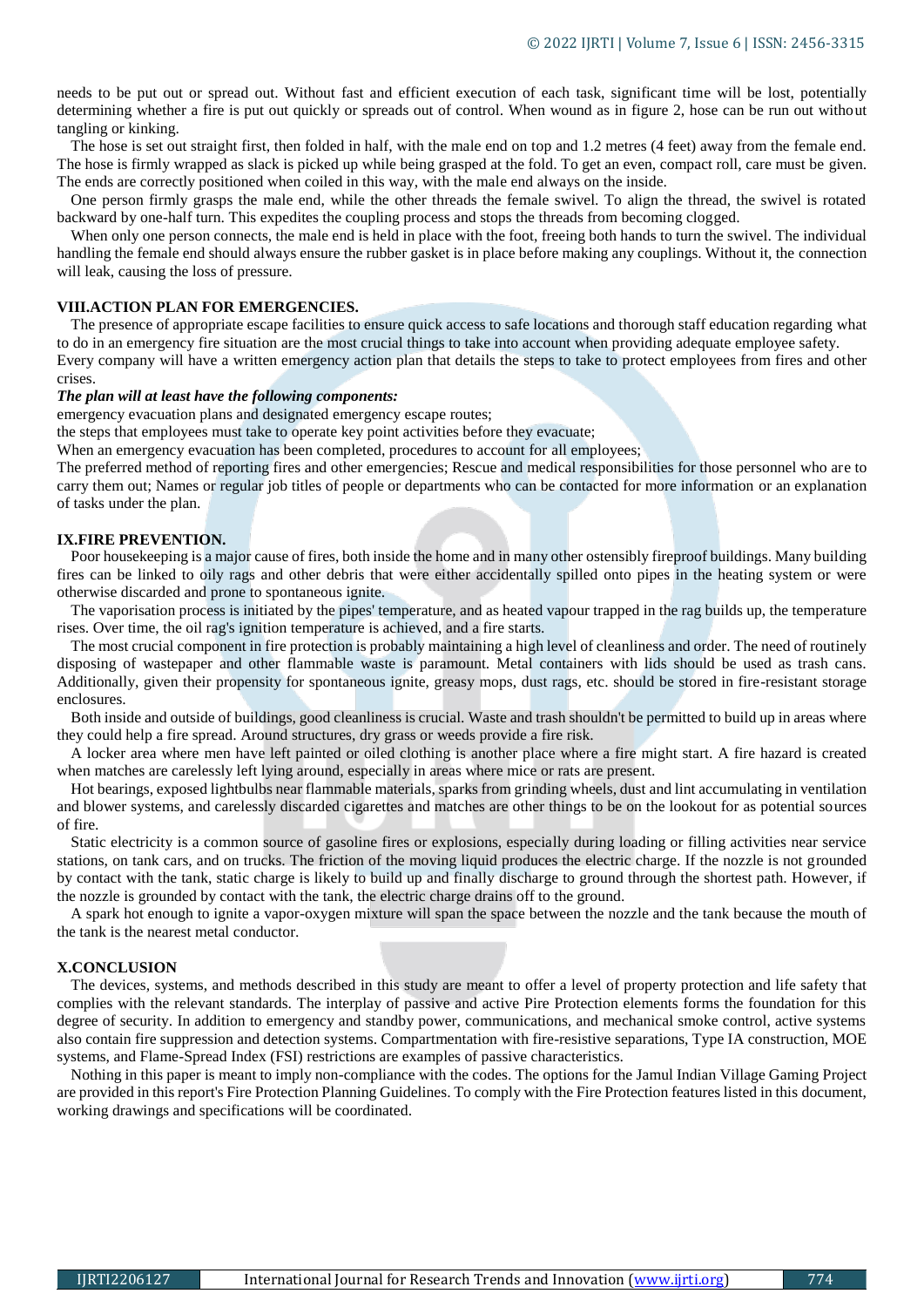needs to be put out or spread out. Without fast and efficient execution of each task, significant time will be lost, potentially determining whether a fire is put out quickly or spreads out of control. When wound as in figure 2, hose can be run out without tangling or kinking.

The hose is set out straight first, then folded in half, with the male end on top and 1.2 metres (4 feet) away from the female end. The hose is firmly wrapped as slack is picked up while being grasped at the fold. To get an even, compact roll, care must be given. The ends are correctly positioned when coiled in this way, with the male end always on the inside.

One person firmly grasps the male end, while the other threads the female swivel. To align the thread, the swivel is rotated backward by one-half turn. This expedites the coupling process and stops the threads from becoming clogged.

When only one person connects, the male end is held in place with the foot, freeing both hands to turn the swivel. The individual handling the female end should always ensure the rubber gasket is in place before making any couplings. Without it, the connection will leak, causing the loss of pressure.

## VIII.ACTION PLAN FOR EMERGENCIES.

The presence of appropriate escape facilities to ensure quick access to safe locations and thorough staff education regarding what to do in an emergency fire situation are the most crucial things to take into account when providing adequate employee safety. Every company will have a written emergency action plan that details the steps to take to protect employees from fires and other crises.

***The plan will at least have the following components:***

emergency evacuation plans and designated emergency escape routes;

the steps that employees must take to operate key point activities before they evacuate;

When an emergency evacuation has been completed, procedures to account for all employees;

The preferred method of reporting fires and other emergencies; Rescue and medical responsibilities for those personnel who are to carry them out; Names or regular job titles of people or departments who can be contacted for more information or an explanation of tasks under the plan.

## IX.FIRE PREVENTION.

Poor housekeeping is a major cause of fires, both inside the home and in many other ostensibly fireproof buildings. Many building fires can be linked to oily rags and other debris that were either accidentally spilled onto pipes in the heating system or were otherwise discarded and prone to spontaneous ignite.

The vaporisation process is initiated by the pipes' temperature, and as heated vapour trapped in the rag builds up, the temperature rises. Over time, the oil rag's ignition temperature is achieved, and a fire starts.

The most crucial component in fire protection is probably maintaining a high level of cleanliness and order. The need of routinely disposing of wastepaper and other flammable waste is paramount. Metal containers with lids should be used as trash cans. Additionally, given their propensity for spontaneous ignite, greasy mops, dust rags, etc. should be stored in fire-resistant storage enclosures.

Both inside and outside of buildings, good cleanliness is crucial. Waste and trash shouldn't be permitted to build up in areas where they could help a fire spread. Around structures, dry grass or weeds provide a fire risk.

A locker area where men have left painted or oiled clothing is another place where a fire might start. A fire hazard is created when matches are carelessly left lying around, especially in areas where mice or rats are present.

Hot bearings, exposed lightbulbs near flammable materials, sparks from grinding wheels, dust and lint accumulating in ventilation and blower systems, and carelessly discarded cigarettes and matches are other things to be on the lookout for as potential sources of fire.

Static electricity is a common source of gasoline fires or explosions, especially during loading or filling activities near service stations, on tank cars, and on trucks. The friction of the moving liquid produces the electric charge. If the nozzle is not grounded by contact with the tank, static charge is likely to build up and finally discharge to ground through the shortest path. However, if the nozzle is grounded by contact with the tank, the electric charge drains off to the ground.

A spark hot enough to ignite a vapor-oxygen mixture will span the space between the nozzle and the tank because the mouth of the tank is the nearest metal conductor.

## X.CONCLUSION

The devices, systems, and methods described in this study are meant to offer a level of property protection and life safety that complies with the relevant standards. The interplay of passive and active Pire Protection elements forms the foundation for this degree of security. In addition to emergency and standby power, communications, and mechanical smoke control, active systems also contain fire suppression and detection systems. Compartmentation with fire-resistive separations, Type IA construction, MOE systems, and Flame-Spread Index (FSI) restrictions are examples of passive characteristics.

Nothing in this paper is meant to imply non-compliance with the codes. The options for the Jamul Indian Village Gaming Project are provided in this report's Fire Protection Planning Guidelines. To comply with the Fire Protection features listed in this document, working drawings and specifications will be coordinated.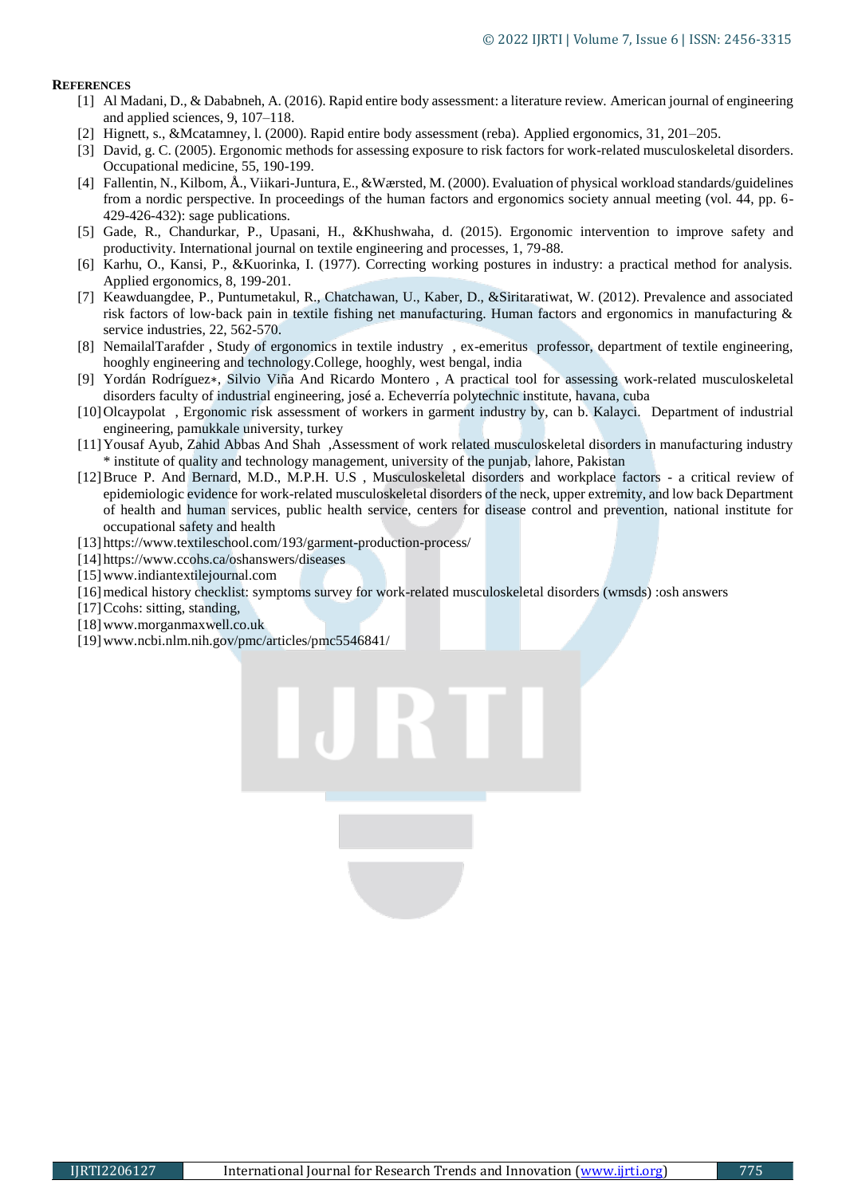## REFERENCES

[1] Al Madani, D., & Dababneh, A. (2016). Rapid entire body assessment: a literature review. American journal of engineering and applied sciences, 9, 107–118.

[2] Hignett, s., &Mcatamney, l. (2000). Rapid entire body assessment (reba). Applied ergonomics, 31, 201–205.

[3] David, g. C. (2005). Ergonomic methods for assessing exposure to risk factors for work-related musculoskeletal disorders. Occupational medicine, 55, 190-199.

[4] Fallentin, N., Kilbom, Å., Viikari-Juntura, E., &Wærsted, M. (2000). Evaluation of physical workload standards/guidelines from a nordic perspective. In proceedings of the human factors and ergonomics society annual meeting (vol. 44, pp. 6-429-426-432): sage publications.

[5] Gade, R., Chandurkar, P., Upasani, H., &Khushwaha, d. (2015). Ergonomic intervention to improve safety and productivity. International journal on textile engineering and processes, 1, 79-88.

[6] Karhu, O., Kansi, P., &Kuorinka, I. (1977). Correcting working postures in industry: a practical method for analysis. Applied ergonomics, 8, 199-201.

[7] Keawduangdee, P., Puntumetakul, R., Chatchawan, U., Kaber, D., &Siritaratiwat, W. (2012). Prevalence and associated risk factors of low-back pain in textile fishing net manufacturing. Human factors and ergonomics in manufacturing & service industries, 22, 562-570.

[8] NemailalTarafder , Study of ergonomics in textile industry , ex-emeritus professor, department of textile engineering, hooghly engineering and technology.College, hooghly, west bengal, india

[9] Yordán Rodríguez*, Silvio Viña And Ricardo Montero , A practical tool for assessing work-related musculoskeletal disorders faculty of industrial engineering, josé a. Echeverría polytechnic institute, havana, cuba

[10] Olcaypolat , Ergonomic risk assessment of workers in garment industry by, can b. Kalayci. Department of industrial engineering, pamukkale university, turkey

[11] Yousaf Ayub, Zahid Abbas And Shah ,Assessment of work related musculoskeletal disorders in manufacturing industry * institute of quality and technology management, university of the punjab, lahore, Pakistan

[12] Bruce P. And Bernard, M.D., M.P.H. U.S , Musculoskeletal disorders and workplace factors - a critical review of epidemiologic evidence for work-related musculoskeletal disorders of the neck, upper extremity, and low back Department of health and human services, public health service, centers for disease control and prevention, national institute for occupational safety and health

[13] https://www.textileschool.com/193/garment-production-process/

[14] https://www.ccohs.ca/oshanswers/diseases

[15] www.indiantextilejournal.com

[16] medical history checklist: symptoms survey for work-related musculoskeletal disorders (wmsds) :osh answers

[17] Ccohs: sitting, standing,

[18] www.morganmaxwell.co.uk

[19] www.ncbi.nlm.nih.gov/pmc/articles/pmc5546841/